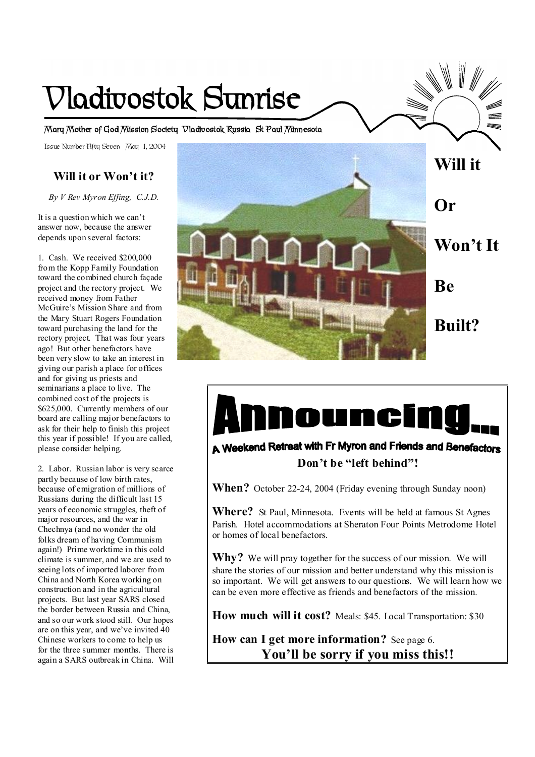# Vladivostok Sunrise

Mary Mother of God Mission Society Vladivostok Russia St Paul Minnesota

Issue Number Fifty Seven May 1, 2004

## Will it or Won't it?

*By V Rev Myron Effing, C.J.D.*

It is a question which we can't answer now, because the answer depends upon several factors:

1. Cash. We received $200,000 from the Kopp Family Foundation toward the combined church façade project and the rectory project. We received money from Father McGuire's Mission Share and from the Mary Stuart Rogers Foundation toward purchasing the land for the rectory project. That was four years ago! But other benefactors have been very slow to take an interest in giving our parish a place for offices and for giving us priests and seminarians a place to live. The combined cost of the projects is $625,000. Currently members of our board are calling major benefactors to ask for their help to finish this project this year if possible! If you are called, please consider helping.

2. Labor. Russian labor is very scarce partly because of low birth rates, because of emigration of millions of Russians during the difficult last 15 years of economic struggles, theft of major resources, and the war in Chechnya (and no wonder the old folks dream of having Communism again!) Prime worktime in this cold climate is summer, and we are used to seeing lots of imported laborer from China and North Korea working on construction and in the agricultural projects. But last year SARS closed the border between Russia and China, and so our work stood still. Our hopes are on this year, and we've invited 40 Chinese workers to come to help us for the three summer months. There is again a SARS outbreak in China. Will

**Will it Or Won't It Be Built?**

# Announcing...

### A Weekend Retreat with Fr Myron and Friends and Benefactors

**Don't be "left behind"!**

**When?** October 22-24, 2004 (Friday evening through Sunday noon)

**Where?** St Paul, Minnesota. Events will be held at famous St Agnes Parish. Hotel accommodations at Sheraton Four Points Metrodome Hotel or homes of local benefactors.

**Why?** We will pray together for the success of our mission. We will share the stories of our mission and better understand why this mission is so important. We will get answers to our questions. We will learn how we can be even more effective as friends and benefactors of the mission.

**How much will it cost?** Meals: $45. Local Transportation: $30

**How can I get more information?** See page 6.

**You'll be sorry if you miss this!!**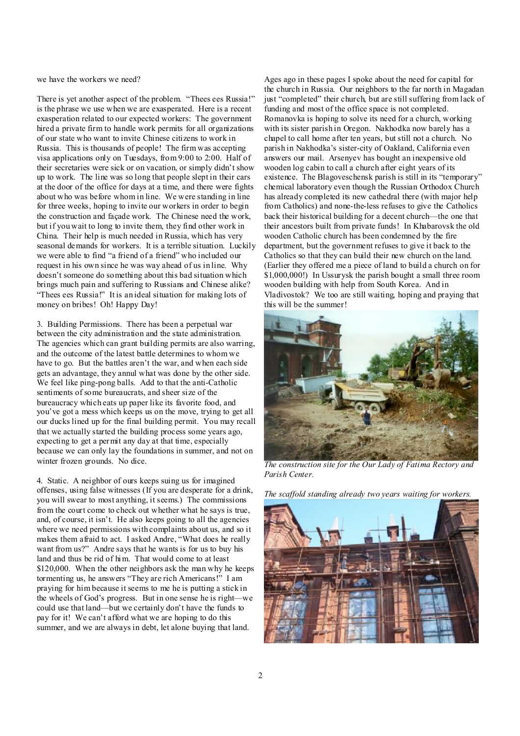we have the workers we need?

There is yet another aspect of the problem. "Thees ees Russia!" is the phrase we use when we are exasperated. Here is a recent exasperation related to our expected workers: The government hired a private firm to handle work permits for all organizations of our state who want to invite Chinese citizens to work in Russia. This is thousands of people! The firm was accepting visa applications only on Tuesdays, from 9:00 to 2:00. Half of their secretaries were sick or on vacation, or simply didn't show up to work. The line was so long that people slept in their cars at the door of the office for days at a time, and there were fights about who was before whom in line. We were standing in line for three weeks, hoping to invite our workers in order to begin the construction and façade work. The Chinese need the work, but if you wait to long to invite them, they find other work in China. Their help is much needed in Russia, which has very seasonal demands for workers. It is a terrible situation. Luckily we were able to find "a friend of a friend" who included our request in his own since he was way ahead of us in line. Why doesn't someone do something about this bad situation which brings much pain and suffering to Russians and Chinese alike? "Thees ees Russia!" It is an ideal situation for making lots of money on bribes! Oh! Happy Day!

3. Building Permissions. There has been a perpetual war between the city administration and the state administration. The agencies which can grant building permits are also warring, and the outcome of the latest battle determines to whom we have to go. But the battles aren't the war, and when each side gets an advantage, they annul what was done by the other side. We feel like ping-pong balls. Add to that the anti-Catholic sentiments of some bureaucrats, and sheer size of the bureaucracy which eats up paper like its favorite food, and you've got a mess which keeps us on the move, trying to get all our ducks lined up for the final building permit. You may recall that we actually started the building process some years ago, expecting to get a permit any day at that time, especially because we can only lay the foundations in summer, and not on winter frozen grounds. No dice.

4. Static. A neighbor of ours keeps suing us for imagined offenses, using false witnesses (If you are desperate for a drink, you will swear to most anything, it seems.) The commissions from the court come to check out whether what he says is true, and, of course, it isn't. He also keeps going to all the agencies where we need permissions with complaints about us, and so it makes them afraid to act. I asked Andre, "What does he really want from us?" Andre says that he wants is for us to buy his land and thus be rid of him. That would come to at least $120,000. When the other neighbors ask the man why he keeps tormenting us, he answers "They are rich Americans!" I am praying for him because it seems to me he is putting a stick in the wheels of God's progress. But in one sense he is right—we could use that land—but we certainly don't have the funds to pay for it! We can't afford what we are hoping to do this summer, and we are always in debt, let alone buying that land.

Ages ago in these pages I spoke about the need for capital for the church in Russia. Our neighbors to the far north in Magadan just "completed" their church, but are still suffering from lack of funding and most of the office space is not completed. Romanovka is hoping to solve its need for a church, working with its sister parish in Oregon. Nakhodka now barely has a chapel to call home after ten years, but still not a church. No parish in Nakhodka's sister-city of Oakland, California even answers our mail. Arsenyev has bought an inexpensive old wooden log cabin to call a church after eight years of its existence. The Blagoveschensk parish is still in its "temporary" chemical laboratory even though the Russian Orthodox Church has already completed its new cathedral there (with major help from Catholics) and none-the-less refuses to give the Catholics back their historical building for a decent church—the one that their ancestors built from private funds! In Khabarovsk the old wooden Catholic church has been condemned by the fire department, but the government refuses to give it back to the Catholics so that they can build their new church on the land. (Earlier they offered me a piece of land to build a church on for $1,000,000!) In Ussurysk the parish bought a small three room wooden building with help from South Korea. And in Vladivostok? We too are still waiting, hoping and praying that this will be the summer!

*The construction site for the Our Lady of Fatima Rectory and Parish Center.*

*The scaffold standing already two years waiting for workers.*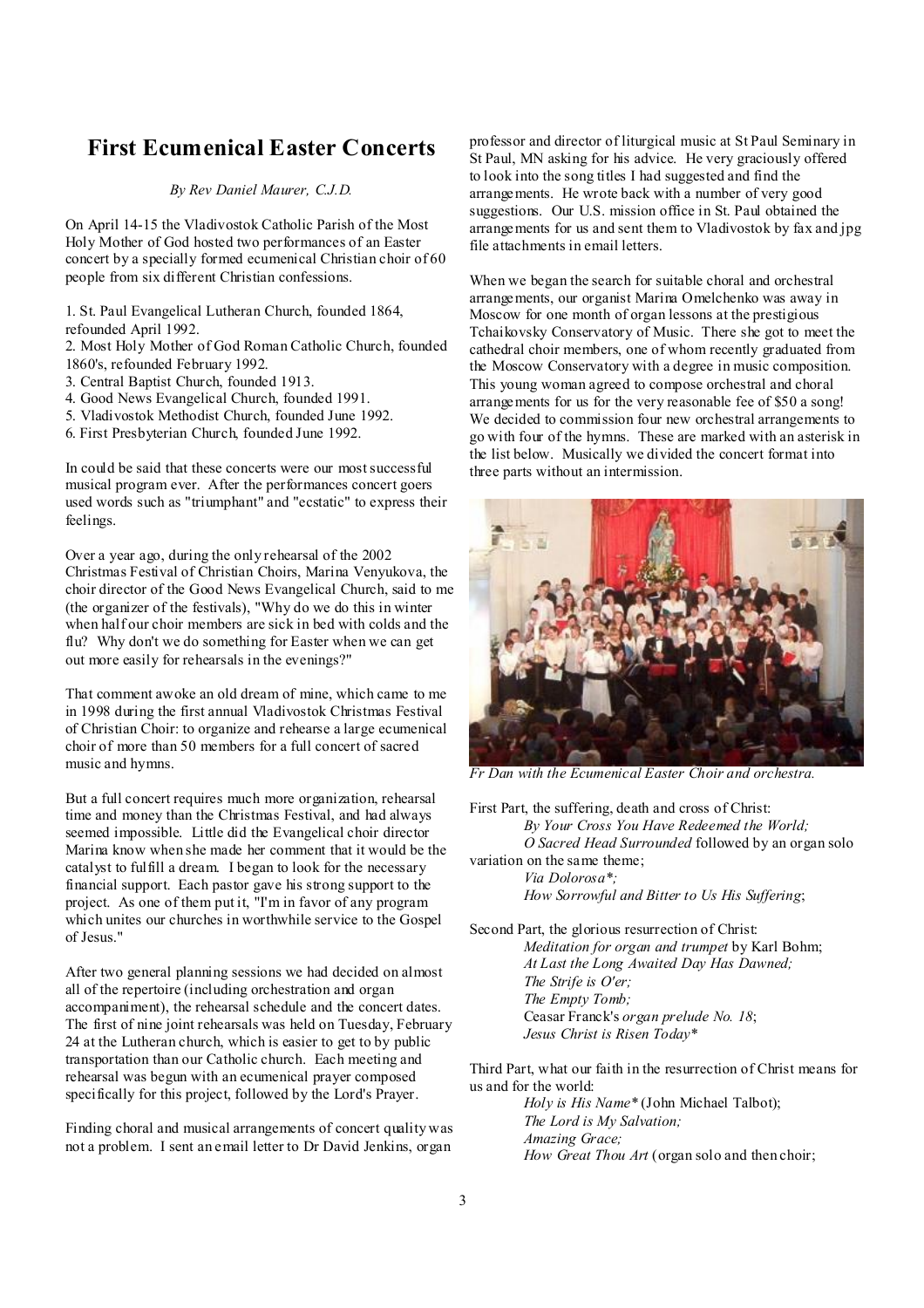# First Ecumenical Easter Concerts

*By Rev Daniel Maurer, C.J.D.*

On April 14-15 the Vladivostok Catholic Parish of the Most Holy Mother of God hosted two performances of an Easter concert by a specially formed ecumenical Christian choir of 60 people from six different Christian confessions.

1. St. Paul Evangelical Lutheran Church, founded 1864, refounded April 1992.
2. Most Holy Mother of God Roman Catholic Church, founded 1860's, refounded February 1992.
3. Central Baptist Church, founded 1913.
4. Good News Evangelical Church, founded 1991.
5. Vladivostok Methodist Church, founded June 1992.
6. First Presbyterian Church, founded June 1992.

In could be said that these concerts were our most successful musical program ever. After the performances concert goers used words such as "triumphant" and "ecstatic" to express their feelings.

Over a year ago, during the only rehearsal of the 2002 Christmas Festival of Christian Choirs, Marina Venyukova, the choir director of the Good News Evangelical Church, said to me (the organizer of the festivals), "Why do we do this in winter when half our choir members are sick in bed with colds and the flu? Why don't we do something for Easter when we can get out more easily for rehearsals in the evenings?"

That comment awoke an old dream of mine, which came to me in 1998 during the first annual Vladivostok Christmas Festival of Christian Choir: to organize and rehearse a large ecumenical choir of more than 50 members for a full concert of sacred music and hymns.

But a full concert requires much more organization, rehearsal time and money than the Christmas Festival, and had always seemed impossible. Little did the Evangelical choir director Marina know when she made her comment that it would be the catalyst to fulfill a dream. I began to look for the necessary financial support. Each pastor gave his strong support to the project. As one of them put it, "I'm in favor of any program which unites our churches in worthwhile service to the Gospel of Jesus."

After two general planning sessions we had decided on almost all of the repertoire (including orchestration and organ accompaniment), the rehearsal schedule and the concert dates. The first of nine joint rehearsals was held on Tuesday, February 24 at the Lutheran church, which is easier to get to by public transportation than our Catholic church. Each meeting and rehearsal was begun with an ecumenical prayer composed specifically for this project, followed by the Lord's Prayer.

Finding choral and musical arrangements of concert quality was not a problem. I sent an email letter to Dr David Jenkins, organ professor and director of liturgical music at St Paul Seminary in St Paul, MN asking for his advice. He very graciously offered to look into the song titles I had suggested and find the arrangements. He wrote back with a number of very good suggestions. Our U.S. mission office in St. Paul obtained the arrangements for us and sent them to Vladivostok by fax and jpg file attachments in email letters.

When we began the search for suitable choral and orchestral arrangements, our organist Marina Omelchenko was away in Moscow for one month of organ lessons at the prestigious Tchaikovsky Conservatory of Music. There she got to meet the cathedral choir members, one of whom recently graduated from the Moscow Conservatory with a degree in music composition. This young woman agreed to compose orchestral and choral arrangements for us for the very reasonable fee of $50 a song! We decided to commission four new orchestral arrangements to go with four of the hymns. These are marked with an asterisk in the list below. Musically we divided the concert format into three parts without an intermission.

*Fr Dan with the Ecumenical Easter Choir and orchestra.*

First Part, the suffering, death and cross of Christ:

*By Your Cross You Have Redeemed the World;*
*O Sacred Head Surrounded* followed by an organ solo variation on the same theme;
*Via Dolorosa\*;*
*How Sorrowful and Bitter to Us His Suffering*;

Second Part, the glorious resurrection of Christ:

*Meditation for organ and trumpet* by Karl Bohm;
*At Last the Long Awaited Day Has Dawned;*
*The Strife is O'er;*
*The Empty Tomb;*
Ceasar Franck's *organ prelude No. 18*;
*Jesus Christ is Risen Today\**

Third Part, what our faith in the resurrection of Christ means for us and for the world:

*Holy is His Name\** (John Michael Talbot);
*The Lord is My Salvation;*
*Amazing Grace;*
*How Great Thou Art* (organ solo and then choir;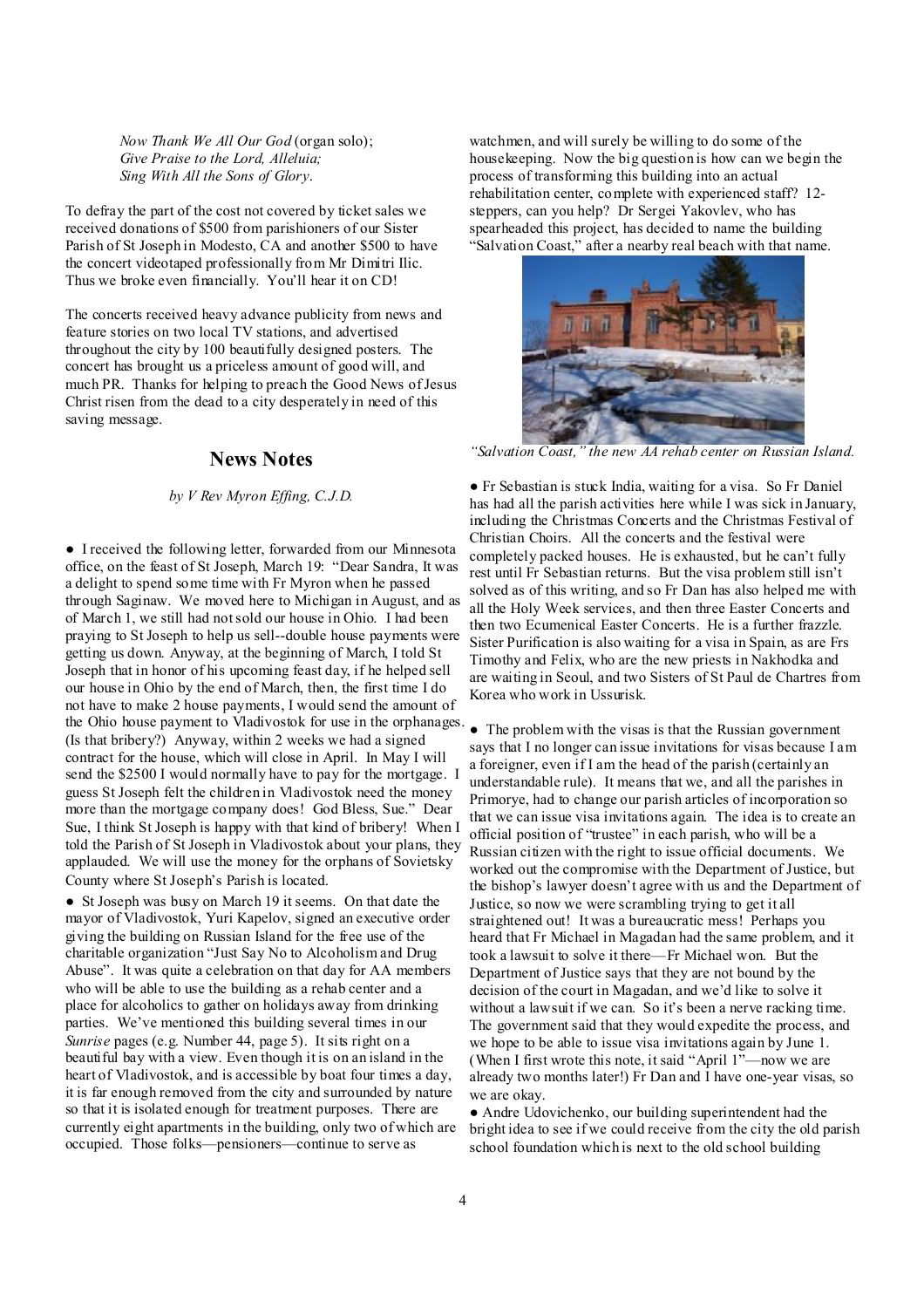*Now Thank We All Our God* (organ solo);
*Give Praise to the Lord, Alleluia;*
*Sing With All the Sons of Glory*.

To defray the part of the cost not covered by ticket sales we received donations of $500 from parishioners of our Sister Parish of St Joseph in Modesto, CA and another $500 to have the concert videotaped professionally from Mr Dimitri Ilic. Thus we broke even financially. You'll hear it on CD!

The concerts received heavy advance publicity from news and feature stories on two local TV stations, and advertised throughout the city by 100 beautifully designed posters. The concert has brought us a priceless amount of good will, and much PR. Thanks for helping to preach the Good News of Jesus Christ risen from the dead to a city desperately in need of this saving message.

## News Notes

*by V Rev Myron Effing, C.J.D.*

● I received the following letter, forwarded from our Minnesota office, on the feast of St Joseph, March 19: "Dear Sandra, It was a delight to spend some time with Fr Myron when he passed through Saginaw. We moved here to Michigan in August, and as of March 1, we still had not sold our house in Ohio. I had been praying to St Joseph to help us sell--double house payments were getting us down. Anyway, at the beginning of March, I told St Joseph that in honor of his upcoming feast day, if he helped sell our house in Ohio by the end of March, then, the first time I do not have to make 2 house payments, I would send the amount of the Ohio house payment to Vladivostok for use in the orphanages. (Is that bribery?) Anyway, within 2 weeks we had a signed contract for the house, which will close in April. In May I will send the $2500 I would normally have to pay for the mortgage. I guess St Joseph felt the children in Vladivostok need the money more than the mortgage company does! God Bless, Sue." Dear Sue, I think St Joseph is happy with that kind of bribery! When I told the Parish of St Joseph in Vladivostok about your plans, they applauded. We will use the money for the orphans of Sovietsky County where St Joseph's Parish is located.

● St Joseph was busy on March 19 it seems. On that date the mayor of Vladivostok, Yuri Kapelov, signed an executive order giving the building on Russian Island for the free use of the charitable organization "Just Say No to Alcoholism and Drug Abuse". It was quite a celebration on that day for AA members who will be able to use the building as a rehab center and a place for alcoholics to gather on holidays away from drinking parties. We've mentioned this building several times in our *Sunrise* pages (e.g. Number 44, page 5). It sits right on a beautiful bay with a view. Even though it is on an island in the heart of Vladivostok, and is accessible by boat four times a day, it is far enough removed from the city and surrounded by nature so that it is isolated enough for treatment purposes. There are currently eight apartments in the building, only two of which are occupied. Those folks—pensioners—continue to serve as watchmen, and will surely be willing to do some of the housekeeping. Now the big question is how can we begin the process of transforming this building into an actual rehabilitation center, complete with experienced staff? 12-steppers, can you help? Dr Sergei Yakovlev, who has spearheaded this project, has decided to name the building "Salvation Coast," after a nearby real beach with that name.

*"Salvation Coast," the new AA rehab center on Russian Island.*

● Fr Sebastian is stuck India, waiting for a visa. So Fr Daniel has had all the parish activities here while I was sick in January, including the Christmas Concerts and the Christmas Festival of Christian Choirs. All the concerts and the festival were completely packed houses. He is exhausted, but he can't fully rest until Fr Sebastian returns. But the visa problem still isn't solved as of this writing, and so Fr Dan has also helped me with all the Holy Week services, and then three Easter Concerts and then two Ecumenical Easter Concerts. He is a further frazzle. Sister Purification is also waiting for a visa in Spain, as are Frs Timothy and Felix, who are the new priests in Nakhodka and are waiting in Seoul, and two Sisters of St Paul de Chartres from Korea who work in Ussurisk.

● The problem with the visas is that the Russian government says that I no longer can issue invitations for visas because I am a foreigner, even if I am the head of the parish (certainly an understandable rule). It means that we, and all the parishes in Primorye, had to change our parish articles of incorporation so that we can issue visa invitations again. The idea is to create an official position of "trustee" in each parish, who will be a Russian citizen with the right to issue official documents. We worked out the compromise with the Department of Justice, but the bishop's lawyer doesn't agree with us and the Department of Justice, so now we were scrambling trying to get it all straightened out! It was a bureaucratic mess! Perhaps you heard that Fr Michael in Magadan had the same problem, and it took a lawsuit to solve it there—Fr Michael won. But the Department of Justice says that they are not bound by the decision of the court in Magadan, and we'd like to solve it without a lawsuit if we can. So it's been a nerve racking time. The government said that they would expedite the process, and we hope to be able to issue visa invitations again by June 1. (When I first wrote this note, it said "April 1"—now we are already two months later!) Fr Dan and I have one-year visas, so we are okay.

● Andre Udovichenko, our building superintendent had the bright idea to see if we could receive from the city the old parish school foundation which is next to the old school building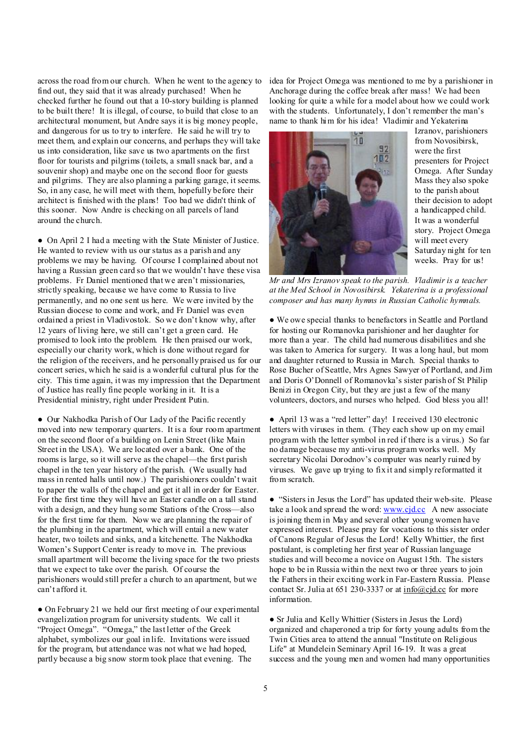across the road from our church. When he went to the agency to find out, they said that it was already purchased! When he checked further he found out that a 10-story building is planned to be built there! It is illegal, of course, to build that close to an architectural monument, but Andre says it is big money people, and dangerous for us to try to interfere. He said he will try to meet them, and explain our concerns, and perhaps they will take us into consideration, like save us two apartments on the first floor for tourists and pilgrims (toilets, a small snack bar, and a souvenir shop) and maybe one on the second floor for guests and pilgrims. They are also planning a parking garage, it seems. So, in any case, he will meet with them, hopefully before their architect is finished with the plans! Too bad we didn't think of this sooner. Now Andre is checking on all parcels of land around the church.

● On April 2 I had a meeting with the State Minister of Justice. He wanted to review with us our status as a parish and any problems we may be having. Of course I complained about not having a Russian green card so that we wouldn't have these visa problems. Fr Daniel mentioned that we aren't missionaries, strictly speaking, because we have come to Russia to live permanently, and no one sent us here. We were invited by the Russian diocese to come and work, and Fr Daniel was even ordained a priest in Vladivostok. So we don't know why, after 12 years of living here, we still can't get a green card. He promised to look into the problem. He then praised our work, especially our charity work, which is done without regard for the religion of the receivers, and he personally praised us for our concert series, which he said is a wonderful cultural plus for the city. This time again, it was my impression that the Department of Justice has really fine people working in it. It is a Presidential ministry, right under President Putin.

● Our Nakhodka Parish of Our Lady of the Pacific recently moved into new temporary quarters. It is a four room apartment on the second floor of a building on Lenin Street (like Main Street in the USA). We are located over a bank. One of the rooms is large, so it will serve as the chapel—the first parish chapel in the ten year history of the parish. (We usually had mass in rented halls until now.) The parishioners couldn't wait to paper the walls of the chapel and get it all in order for Easter. For the first time they will have an Easter candle on a tall stand with a design, and they hung some Stations of the Cross—also for the first time for them. Now we are planning the repair of the plumbing in the apartment, which will entail a new water heater, two toilets and sinks, and a kitchenette. The Nakhodka Women's Support Center is ready to move in. The previous small apartment will become the living space for the two priests that we expect to take over the parish. Of course the parishioners would still prefer a church to an apartment, but we can't afford it.

● On February 21 we held our first meeting of our experimental evangelization program for university students. We call it "Project Omega". "Omega," the last letter of the Greek alphabet, symbolizes our goal in life. Invitations were issued for the program, but attendance was not what we had hoped, partly because a big snow storm took place that evening. The idea for Project Omega was mentioned to me by a parishioner in Anchorage during the coffee break after mass! We had been looking for quite a while for a model about how we could work with the students. Unfortunately, I don't remember the man's name to thank him for his idea! Vladimir and Yekaterina Izranov, parishioners from Novosibirsk, were the first presenters for Project Omega. After Sunday Mass they also spoke to the parish about their decision to adopt a handicapped child. It was a wonderful story. Project Omega will meet every Saturday night for ten weeks. Pray for us!

*Mr and Mrs Izranov speak to the parish. Vladimir is a teacher at the Med School in Novosibirsk. Yekaterina is a professional composer and has many hymns in Russian Catholic hymnals.*

● We owe special thanks to benefactors in Seattle and Portland for hosting our Romanovka parishioner and her daughter for more than a year. The child had numerous disabilities and she was taken to America for surgery. It was a long haul, but mom and daughter returned to Russia in March. Special thanks to Rose Bucher of Seattle, Mrs Agnes Sawyer of Portland, and Jim and Doris O'Donnell of Romanovka's sister parish of St Philip Benizi in Oregon City, but they are just a few of the many volunteers, doctors, and nurses who helped. God bless you all!

● April 13 was a "red letter" day! I received 130 electronic letters with viruses in them. (They each show up on my email program with the letter symbol in red if there is a virus.) So far no damage because my anti-virus program works well. My secretary Nicolai Dorodnov's computer was nearly ruined by viruses. We gave up trying to fix it and simply reformatted it from scratch.

● "Sisters in Jesus the Lord" has updated their web-site. Please take a look and spread the word: www.cjd.cc A new associate is joining them in May and several other young women have expressed interest. Please pray for vocations to this sister order of Canons Regular of Jesus the Lord! Kelly Whittier, the first postulant, is completing her first year of Russian language studies and will become a novice on August 15th. The sisters hope to be in Russia within the next two or three years to join the Fathers in their exciting work in Far-Eastern Russia. Please contact Sr. Julia at 651 230-3337 or at info@cjd.cc for more information.

● Sr Julia and Kelly Whittier (Sisters in Jesus the Lord) organized and chaperoned a trip for forty young adults from the Twin Cities area to attend the annual "Institute on Religious Life" at Mundelein Seminary April 16-19. It was a great success and the young men and women had many opportunities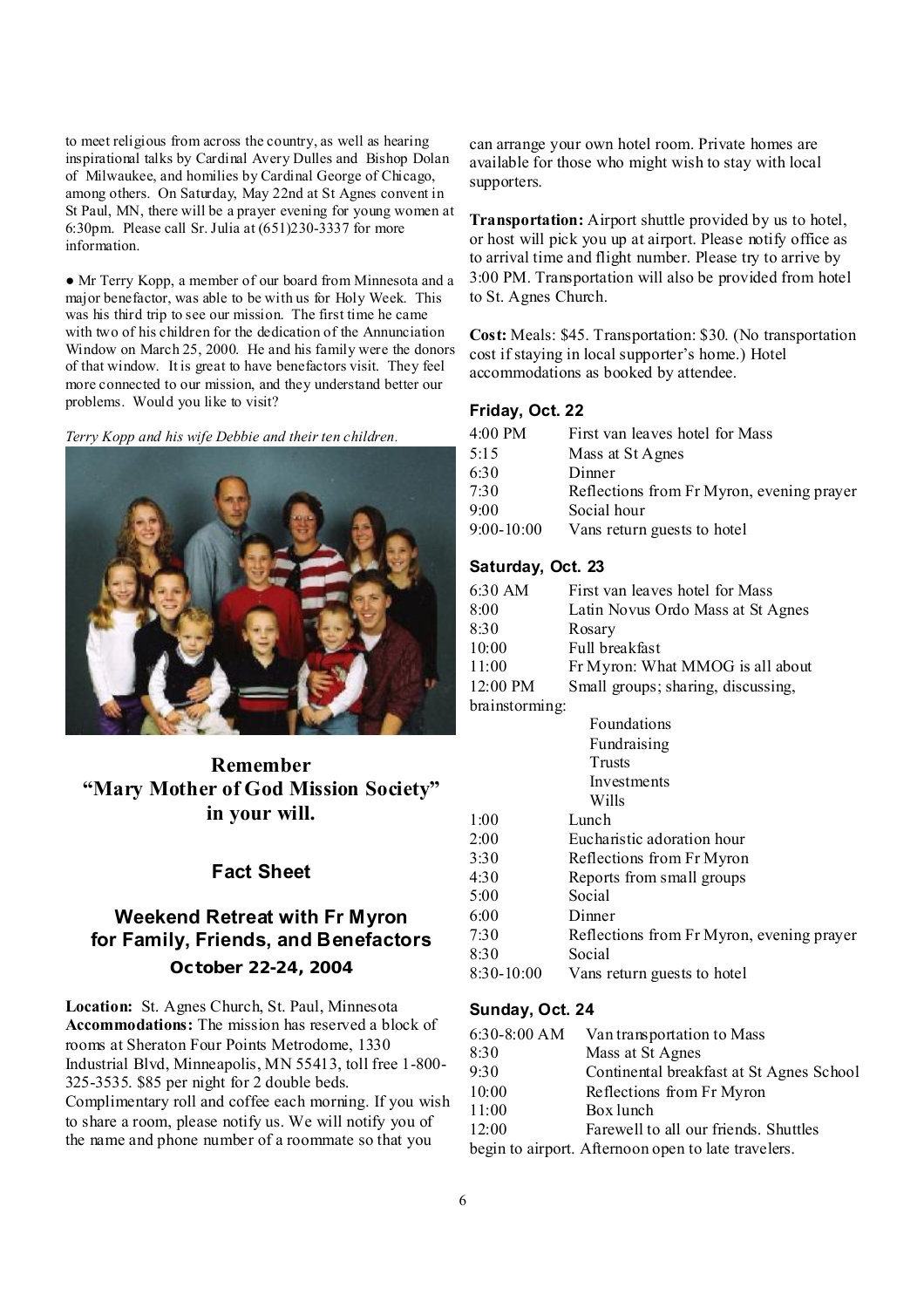to meet religious from across the country, as well as hearing inspirational talks by Cardinal Avery Dulles and Bishop Dolan of Milwaukee, and homilies by Cardinal George of Chicago, among others. On Saturday, May 22nd at St Agnes convent in St Paul, MN, there will be a prayer evening for young women at 6:30pm. Please call Sr. Julia at (651)230-3337 for more information.

● Mr Terry Kopp, a member of our board from Minnesota and a major benefactor, was able to be with us for Holy Week. This was his third trip to see our mission. The first time he came with two of his children for the dedication of the Annunciation Window on March 25, 2000. He and his family were the donors of that window. It is great to have benefactors visit. They feel more connected to our mission, and they understand better our problems. Would you like to visit?

*Terry Kopp and his wife Debbie and their ten children.*

## Remember "Mary Mother of God Mission Society" in your will.

### Fact Sheet

## Weekend Retreat with Fr Myron for Family, Friends, and Benefactors

### October 22-24, 2004

**Location:** St. Agnes Church, St. Paul, Minnesota
**Accommodations:** The mission has reserved a block of rooms at Sheraton Four Points Metrodome, 1330 Industrial Blvd, Minneapolis, MN 55413, toll free 1-800-325-3535. $85 per night for 2 double beds. Complimentary roll and coffee each morning. If you wish to share a room, please notify us. We will notify you of the name and phone number of a roommate so that you can arrange your own hotel room. Private homes are available for those who might wish to stay with local supporters.

**Transportation:** Airport shuttle provided by us to hotel, or host will pick you up at airport. Please notify office as to arrival time and flight number. Please try to arrive by 3:00 PM. Transportation will also be provided from hotel to St. Agnes Church.

**Cost:** Meals: $45. Transportation: $30. (No transportation cost if staying in local supporter's home.) Hotel accommodations as booked by attendee.

**Friday, Oct. 22**

| | |
|---|---|
| 4:00 PM | First van leaves hotel for Mass |
| 5:15 | Mass at St Agnes |
| 6:30 | Dinner |
| 7:30 | Reflections from Fr Myron, evening prayer |
| 9:00 | Social hour |
| 9:00-10:00 | Vans return guests to hotel |

**Saturday, Oct. 23**

| | |
|---|---|
| 6:30 AM | First van leaves hotel for Mass |
| 8:00 | Latin Novus Ordo Mass at St Agnes |
| 8:30 | Rosary |
| 10:00 | Full breakfast |
| 11:00 | Fr Myron: What MMOG is all about |
| 12:00 PM | Small groups; sharing, discussing, brainstorming: Foundations, Fundraising, Trusts, Investments, Wills |
| 1:00 | Lunch |
| 2:00 | Eucharistic adoration hour |
| 3:30 | Reflections from Fr Myron |
| 4:30 | Reports from small groups |
| 5:00 | Social |
| 6:00 | Dinner |
| 7:30 | Reflections from Fr Myron, evening prayer |
| 8:30 | Social |
| 8:30-10:00 | Vans return guests to hotel |

**Sunday, Oct. 24**

| | |
|---|---|
| 6:30-8:00 AM | Van transportation to Mass |
| 8:30 | Mass at St Agnes |
| 9:30 | Continental breakfast at St Agnes School |
| 10:00 | Reflections from Fr Myron |
| 11:00 | Box lunch |
| 12:00 | Farewell to all our friends. Shuttles begin to airport. Afternoon open to late travelers. |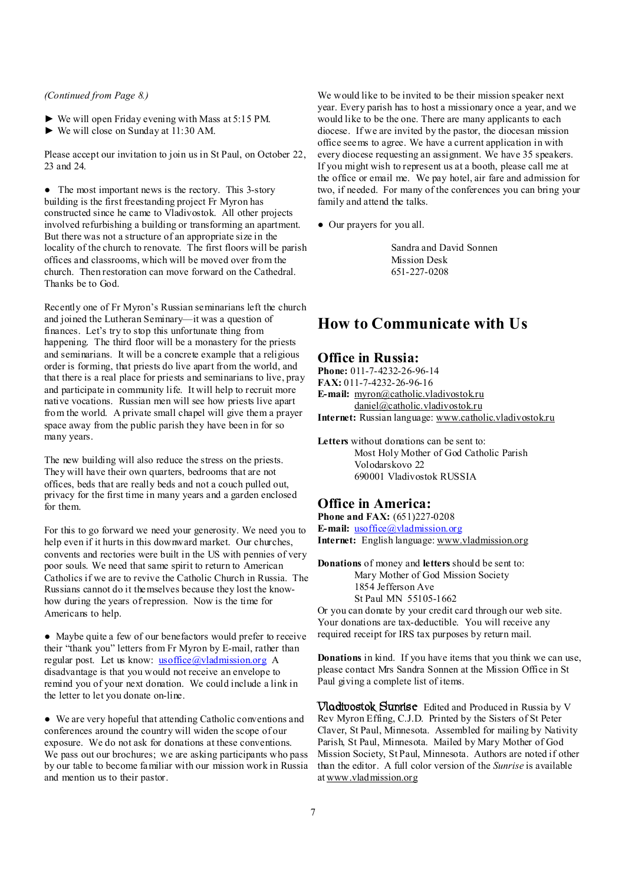*(Continued from Page 8.)*

► We will open Friday evening with Mass at 5:15 PM.
► We will close on Sunday at 11:30 AM.

Please accept our invitation to join us in St Paul, on October 22, 23 and 24.

● The most important news is the rectory. This 3-story building is the first freestanding project Fr Myron has constructed since he came to Vladivostok. All other projects involved refurbishing a building or transforming an apartment. But there was not a structure of an appropriate size in the locality of the church to renovate. The first floors will be parish offices and classrooms, which will be moved over from the church. Then restoration can move forward on the Cathedral. Thanks be to God.

Recently one of Fr Myron's Russian seminarians left the church and joined the Lutheran Seminary—it was a question of finances. Let's try to stop this unfortunate thing from happening. The third floor will be a monastery for the priests and seminarians. It will be a concrete example that a religious order is forming, that priests do live apart from the world, and that there is a real place for priests and seminarians to live, pray and participate in community life. It will help to recruit more native vocations. Russian men will see how priests live apart from the world. A private small chapel will give them a prayer space away from the public parish they have been in for so many years.

The new building will also reduce the stress on the priests. They will have their own quarters, bedrooms that are not offices, beds that are really beds and not a couch pulled out, privacy for the first time in many years and a garden enclosed for them.

For this to go forward we need your generosity. We need you to help even if it hurts in this downward market. Our churches, convents and rectories were built in the US with pennies of very poor souls. We need that same spirit to return to American Catholics if we are to revive the Catholic Church in Russia. The Russians cannot do it themselves because they lost the know-how during the years of repression. Now is the time for Americans to help.

● Maybe quite a few of our benefactors would prefer to receive their "thank you" letters from Fr Myron by E-mail, rather than regular post. Let us know: usoffice@vladmission.org A disadvantage is that you would not receive an envelope to remind you of your next donation. We could include a link in the letter to let you donate on-line.

● We are very hopeful that attending Catholic conventions and conferences around the country will widen the scope of our exposure. We do not ask for donations at these conventions. We pass out our brochures; we are asking participants who pass by our table to become familiar with our mission work in Russia and mention us to their pastor.

We would like to be invited to be their mission speaker next year. Every parish has to host a missionary once a year, and we would like to be the one. There are many applicants to each diocese. If we are invited by the pastor, the diocesan mission office seems to agree. We have a current application in with every diocese requesting an assignment. We have 35 speakers. If you might wish to represent us at a booth, please call me at the office or email me. We pay hotel, air fare and admission for two, if needed. For many of the conferences you can bring your family and attend the talks.

● Our prayers for you all.

Sandra and David Sonnen
Mission Desk
651-227-0208

# How to Communicate with Us

## Office in Russia:

**Phone:** 011-7-4232-26-96-14
**FAX:** 011-7-4232-26-96-16
**E-mail:** myron@catholic.vladivostok.ru
daniel@catholic.vladivostok.ru
**Internet:** Russian language: www.catholic.vladivostok.ru

**Letters** without donations can be sent to:
Most Holy Mother of God Catholic Parish
Volodarskovo 22
690001 Vladivostok RUSSIA

## Office in America:

**Phone and FAX:** (651)227-0208
**E-mail:** usoffice@vladmission.org
**Internet:** English language: www.vladmission.org

**Donations** of money and **letters** should be sent to:
Mary Mother of God Mission Society
1854 Jefferson Ave
St Paul MN 55105-1662

Or you can donate by your credit card through our web site. Your donations are tax-deductible. You will receive any required receipt for IRS tax purposes by return mail.

**Donations** in kind. If you have items that you think we can use, please contact Mrs Sandra Sonnen at the Mission Office in St Paul giving a complete list of items.

**Vladivostok Sunrise** Edited and Produced in Russia by V Rev Myron Effing, C.J.D. Printed by the Sisters of St Peter Claver, St Paul, Minnesota. Assembled for mailing by Nativity Parish, St Paul, Minnesota. Mailed by Mary Mother of God Mission Society, St Paul, Minnesota. Authors are noted if other than the editor. A full color version of the *Sunrise* is available at www.vladmission.org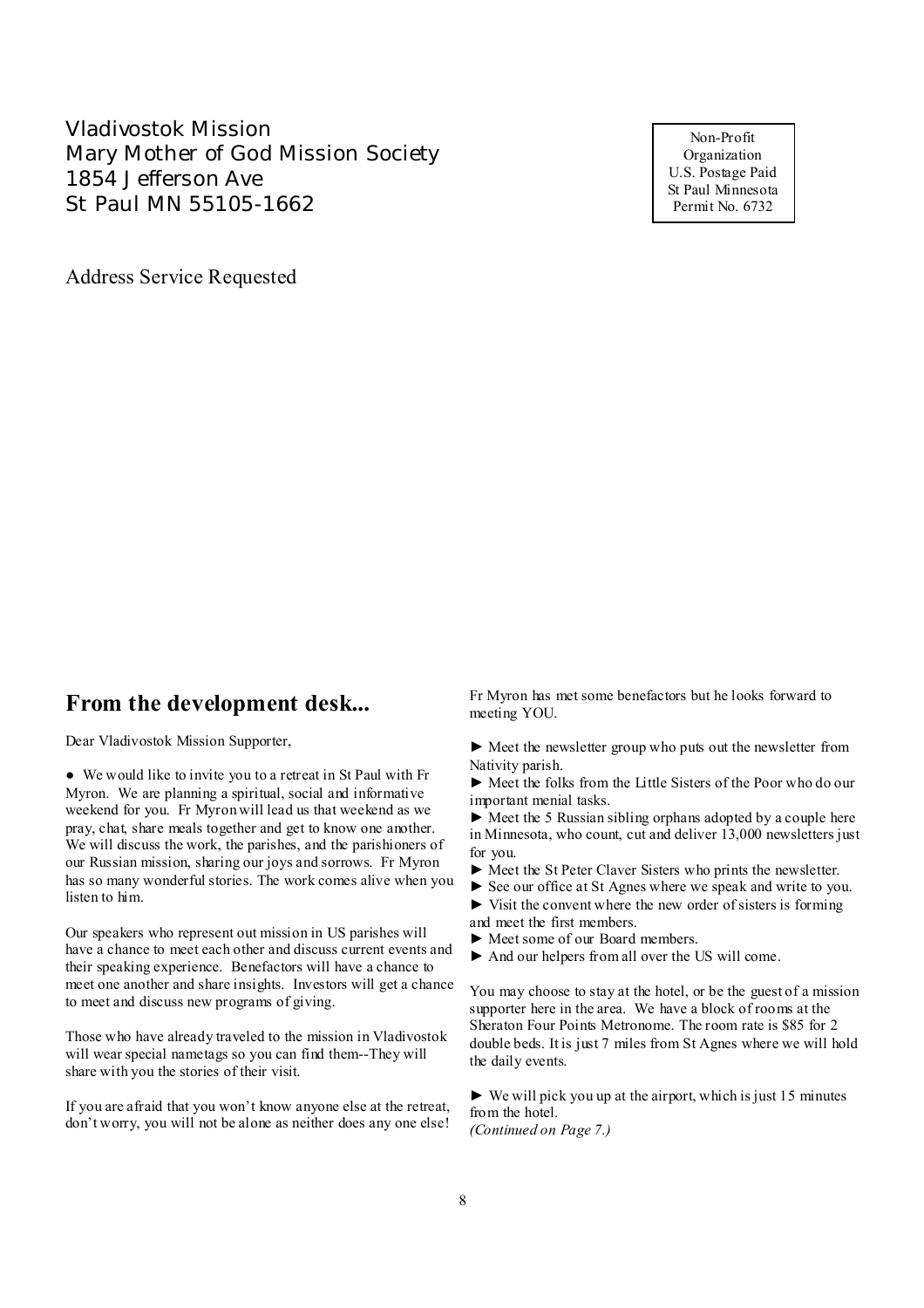Vladivostok Mission
Mary Mother of God Mission Society
1854 Jefferson Ave
St Paul MN 55105-1662

Non-Profit Organization
U.S. Postage Paid
St Paul Minnesota
Permit No. 6732

Address Service Requested

## From the development desk...

Dear Vladivostok Mission Supporter,

● We would like to invite you to a retreat in St Paul with Fr Myron. We are planning a spiritual, social and informative weekend for you. Fr Myron will lead us that weekend as we pray, chat, share meals together and get to know one another. We will discuss the work, the parishes, and the parishioners of our Russian mission, sharing our joys and sorrows. Fr Myron has so many wonderful stories. The work comes alive when you listen to him.

Our speakers who represent out mission in US parishes will have a chance to meet each other and discuss current events and their speaking experience. Benefactors will have a chance to meet one another and share insights. Investors will get a chance to meet and discuss new programs of giving.

Those who have already traveled to the mission in Vladivostok will wear special nametags so you can find them--They will share with you the stories of their visit.

If you are afraid that you won't know anyone else at the retreat, don't worry, you will not be alone as neither does any one else! Fr Myron has met some benefactors but he looks forward to meeting YOU.

► Meet the newsletter group who puts out the newsletter from Nativity parish.
► Meet the folks from the Little Sisters of the Poor who do our important menial tasks.
► Meet the 5 Russian sibling orphans adopted by a couple here in Minnesota, who count, cut and deliver 13,000 newsletters just for you.
► Meet the St Peter Claver Sisters who prints the newsletter.
► See our office at St Agnes where we speak and write to you.
► Visit the convent where the new order of sisters is forming and meet the first members.
► Meet some of our Board members.
► And our helpers from all over the US will come.

You may choose to stay at the hotel, or be the guest of a mission supporter here in the area. We have a block of rooms at the Sheraton Four Points Metronome. The room rate is $85 for 2 double beds. It is just 7 miles from St Agnes where we will hold the daily events.

► We will pick you up at the airport, which is just 15 minutes from the hotel.

*(Continued on Page 7.)*